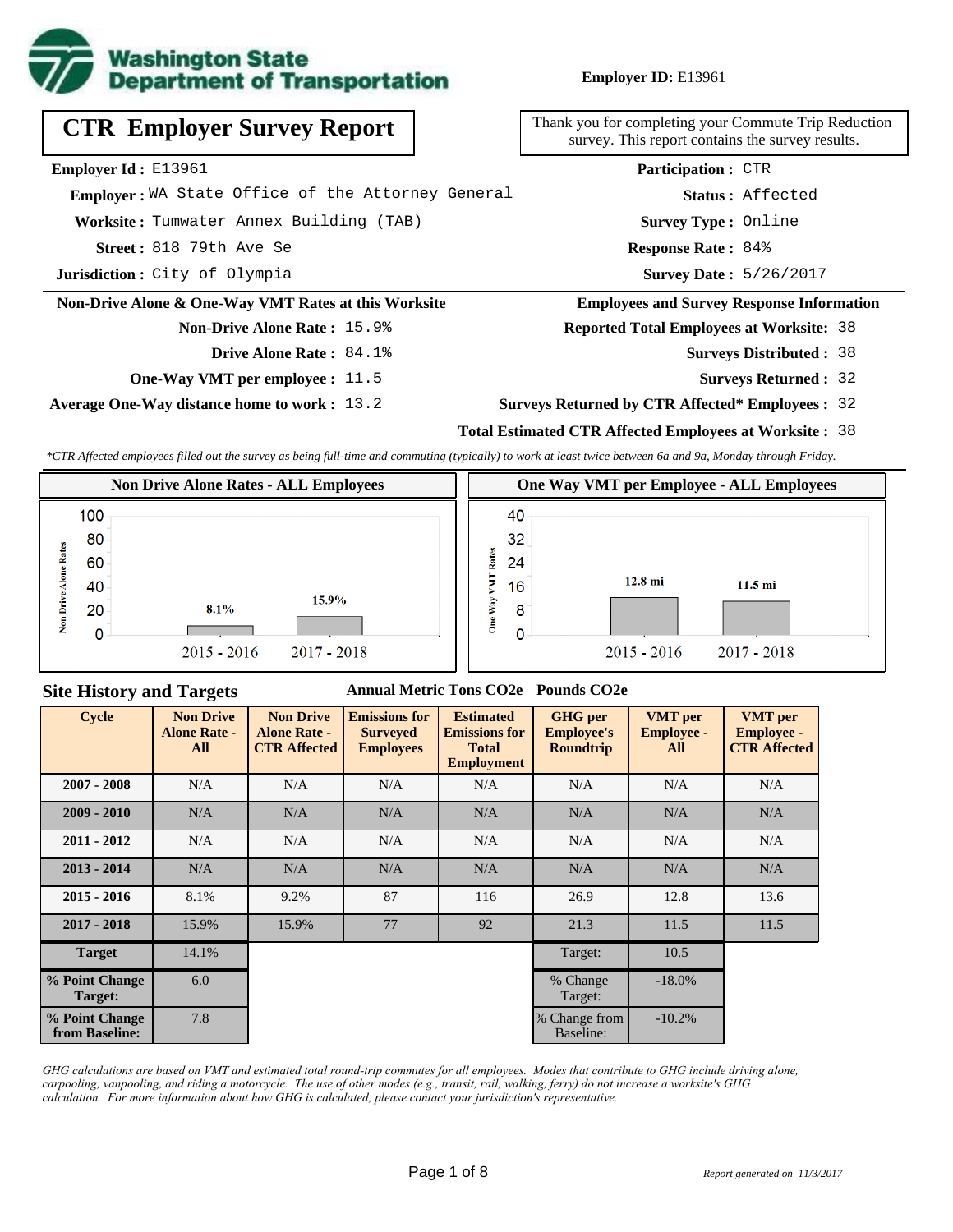**Employer ID:** E13961

# CTR Employer Survey Report

Thank you for completing your Commute Trip Reduction survey. This report contains the survey results.

**Employer Id :** E13961
**Employer :** WA State Office of the Attorney General
**Worksite :** Tumwater Annex Building (TAB)
**Street :** 818 79th Ave Se
**Jurisdiction :** City of Olympia

**Participation :** CTR
**Status :** Affected
**Survey Type :** Online
**Response Rate :** 84%
**Survey Date :** 5/26/2017

## Non-Drive Alone & One-Way VMT Rates at this Worksite

**Non-Drive Alone Rate :** 15.9%
**Drive Alone Rate :** 84.1%
**One-Way VMT per employee :** 11.5
**Average One-Way distance home to work :** 13.2

## Employees and Survey Response Information

**Reported Total Employees at Worksite:** 38
**Surveys Distributed :** 38
**Surveys Returned :** 32
**Surveys Returned by CTR Affected* Employees :** 32
**Total Estimated CTR Affected Employees at Worksite :** 38

*\*CTR Affected employees filled out the survey as being full-time and commuting (typically) to work at least twice between 6a and 9a, Monday through Friday.*

**Non Drive Alone Rates - ALL Employees**

| Cycle | Non Drive Alone Rate |
|---|---|
| 2015 - 2016 | 8.1% |
| 2017 - 2018 | 15.9% |

**One Way VMT per Employee - ALL Employees**

| Cycle | One Way VMT |
|---|---|
| 2015 - 2016 | 12.8 mi |
| 2017 - 2018 | 11.5 mi |

## Site History and Targets

| Cycle | Non Drive Alone Rate - All | Non Drive Alone Rate - CTR Affected | Emissions for Surveyed Employees (Annual Metric Tons CO2e) | Estimated Emissions for Total Employment (Annual Metric Tons CO2e) | GHG per Employee's Roundtrip (Pounds CO2e) | VMT per Employee - All | VMT per Employee - CTR Affected |
|---|---|---|---|---|---|---|---|
| 2007 - 2008 | N/A | N/A | N/A | N/A | N/A | N/A | N/A |
| 2009 - 2010 | N/A | N/A | N/A | N/A | N/A | N/A | N/A |
| 2011 - 2012 | N/A | N/A | N/A | N/A | N/A | N/A | N/A |
| 2013 - 2014 | N/A | N/A | N/A | N/A | N/A | N/A | N/A |
| 2015 - 2016 | 8.1% | 9.2% | 87 | 116 | 26.9 | 12.8 | 13.6 |
| 2017 - 2018 | 15.9% | 15.9% | 77 | 92 | 21.3 | 11.5 | 11.5 |
| Target | 14.1% | | | | Target: | 10.5 | |
| % Point Change Target: | 6.0 | | | | % Change Target: | -18.0% | |
| % Point Change from Baseline: | 7.8 | | | | % Change from Baseline: | -10.2% | |

*GHG calculations are based on VMT and estimated total round-trip commutes for all employees. Modes that contribute to GHG include driving alone, carpooling, vanpooling, and riding a motorcycle. The use of other modes (e.g., transit, rail, walking, ferry) do not increase a worksite's GHG calculation. For more information about how GHG is calculated, please contact your jurisdiction's representative.*

*Report generated on 11/3/2017*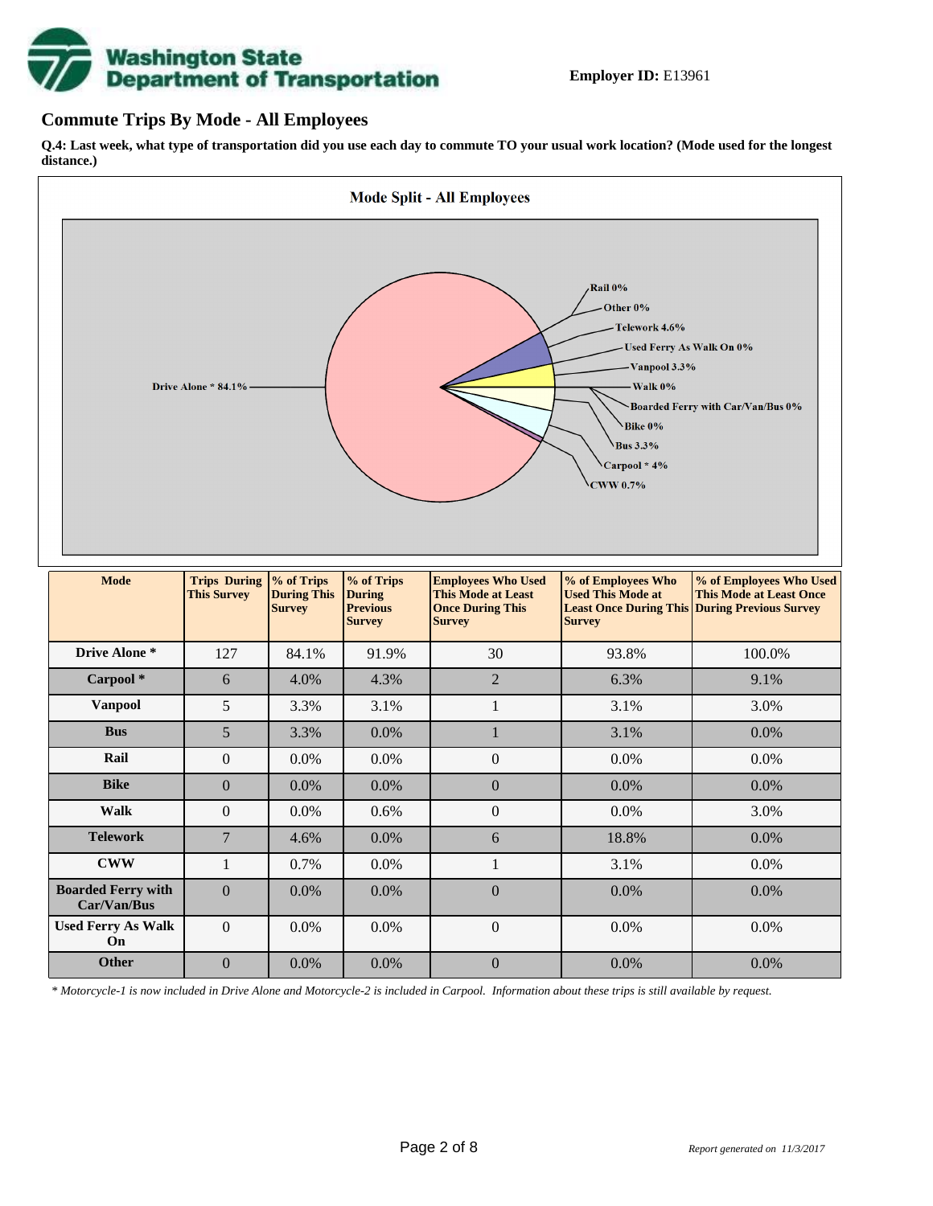**Employer ID:** E13961

## Commute Trips By Mode - All Employees

**Q.4: Last week, what type of transportation did you use each day to commute TO your usual work location? (Mode used for the longest distance.)**

**Mode Split - All Employees**

Rail 0%
Other 0%
Telework 4.6%
Used Ferry As Walk On 0%
Vanpool 3.3%
Walk 0%
Boarded Ferry with Car/Van/Bus 0%
Bike 0%
Bus 3.3%
Carpool * 4%
CWW 0.7%
Drive Alone * 84.1%

| Mode | Trips During This Survey | % of Trips During This Survey | % of Trips During Previous Survey | Employees Who Used This Mode at Least Once During This Survey | % of Employees Who Used This Mode at Least Once During This Survey | % of Employees Who Used This Mode at Least Once During Previous Survey |
|---|---|---|---|---|---|---|
| **Drive Alone *** | 127 | 84.1% | 91.9% | 30 | 93.8% | 100.0% |
| **Carpool *** | 6 | 4.0% | 4.3% | 2 | 6.3% | 9.1% |
| **Vanpool** | 5 | 3.3% | 3.1% | 1 | 3.1% | 3.0% |
| **Bus** | 5 | 3.3% | 0.0% | 1 | 3.1% | 0.0% |
| **Rail** | 0 | 0.0% | 0.0% | 0 | 0.0% | 0.0% |
| **Bike** | 0 | 0.0% | 0.0% | 0 | 0.0% | 0.0% |
| **Walk** | 0 | 0.0% | 0.6% | 0 | 0.0% | 3.0% |
| **Telework** | 7 | 4.6% | 0.0% | 6 | 18.8% | 0.0% |
| **CWW** | 1 | 0.7% | 0.0% | 1 | 3.1% | 0.0% |
| **Boarded Ferry with Car/Van/Bus** | 0 | 0.0% | 0.0% | 0 | 0.0% | 0.0% |
| **Used Ferry As Walk On** | 0 | 0.0% | 0.0% | 0 | 0.0% | 0.0% |
| **Other** | 0 | 0.0% | 0.0% | 0 | 0.0% | 0.0% |

*\* Motorcycle-1 is now included in Drive Alone and Motorcycle-2 is included in Carpool. Information about these trips is still available by request.*

*Report generated on 11/3/2017*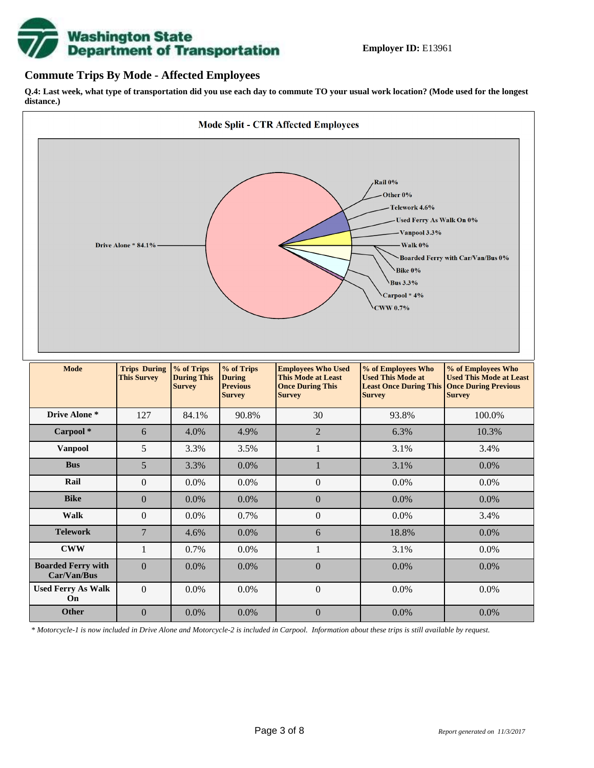**Employer ID:** E13961

## Commute Trips By Mode - Affected Employees

**Q.4: Last week, what type of transportation did you use each day to commute TO your usual work location? (Mode used for the longest distance.)**

**Mode Split - CTR Affected Employees**

Drive Alone * 84.1%
Rail 0%
Other 0%
Telework 4.6%
Used Ferry As Walk On 0%
Vanpool 3.3%
Walk 0%
Boarded Ferry with Car/Van/Bus 0%
Bike 0%
Bus 3.3%
Carpool * 4%
CWW 0.7%

| Mode | Trips During This Survey | % of Trips During This Survey | % of Trips During Previous Survey | Employees Who Used This Mode at Least Once During This Survey | % of Employees Who Used This Mode at Least Once During This Survey | % of Employees Who Used This Mode at Least Once During Previous Survey |
|---|---|---|---|---|---|---|
| **Drive Alone *** | 127 | 84.1% | 90.8% | 30 | 93.8% | 100.0% |
| **Carpool *** | 6 | 4.0% | 4.9% | 2 | 6.3% | 10.3% |
| **Vanpool** | 5 | 3.3% | 3.5% | 1 | 3.1% | 3.4% |
| **Bus** | 5 | 3.3% | 0.0% | 1 | 3.1% | 0.0% |
| **Rail** | 0 | 0.0% | 0.0% | 0 | 0.0% | 0.0% |
| **Bike** | 0 | 0.0% | 0.0% | 0 | 0.0% | 0.0% |
| **Walk** | 0 | 0.0% | 0.7% | 0 | 0.0% | 3.4% |
| **Telework** | 7 | 4.6% | 0.0% | 6 | 18.8% | 0.0% |
| **CWW** | 1 | 0.7% | 0.0% | 1 | 3.1% | 0.0% |
| **Boarded Ferry with Car/Van/Bus** | 0 | 0.0% | 0.0% | 0 | 0.0% | 0.0% |
| **Used Ferry As Walk On** | 0 | 0.0% | 0.0% | 0 | 0.0% | 0.0% |
| **Other** | 0 | 0.0% | 0.0% | 0 | 0.0% | 0.0% |

*\* Motorcycle-1 is now included in Drive Alone and Motorcycle-2 is included in Carpool. Information about these trips is still available by request.*

*Report generated on 11/3/2017*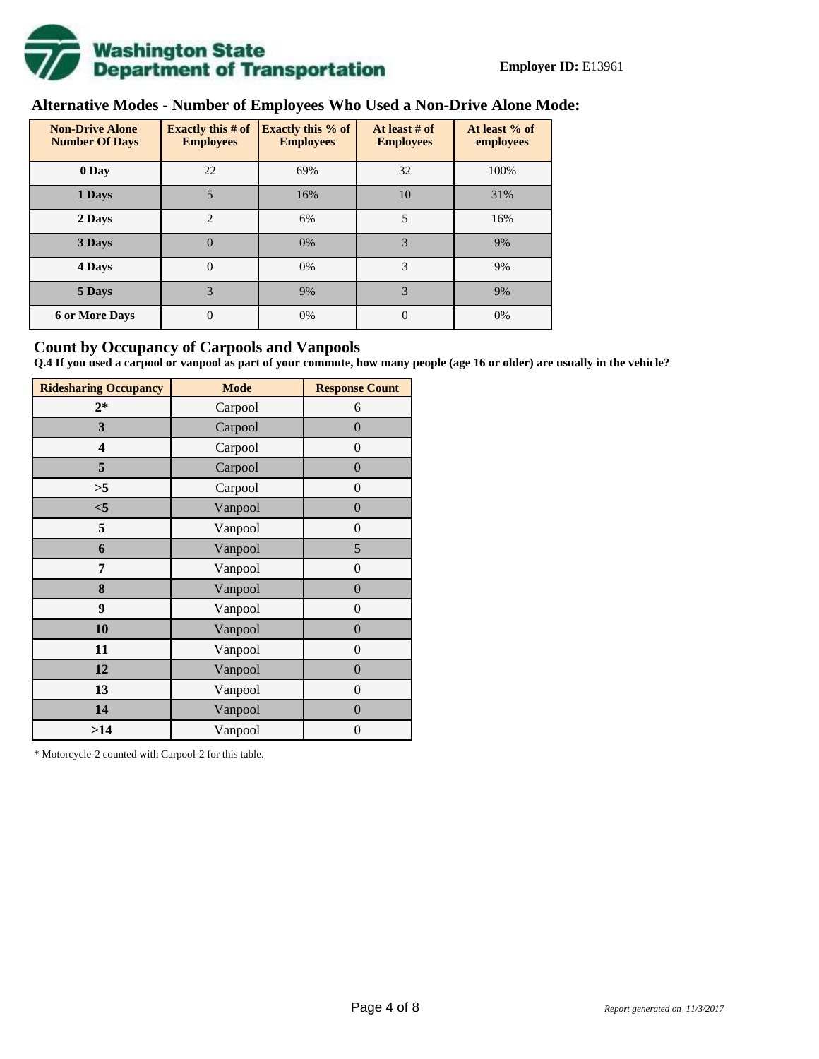**Employer ID:** E13961

## Alternative Modes - Number of Employees Who Used a Non-Drive Alone Mode:

| Non-Drive Alone Number Of Days | Exactly this # of Employees | Exactly this % of Employees | At least # of Employees | At least % of employees |
|---|---|---|---|---|
| 0 Day | 22 | 69% | 32 | 100% |
| 1 Days | 5 | 16% | 10 | 31% |
| 2 Days | 2 | 6% | 5 | 16% |
| 3 Days | 0 | 0% | 3 | 9% |
| 4 Days | 0 | 0% | 3 | 9% |
| 5 Days | 3 | 9% | 3 | 9% |
| 6 or More Days | 0 | 0% | 0 | 0% |

## Count by Occupancy of Carpools and Vanpools

**Q.4 If you used a carpool or vanpool as part of your commute, how many people (age 16 or older) are usually in the vehicle?**

| Ridesharing Occupancy | Mode | Response Count |
|---|---|---|
| 2* | Carpool | 6 |
| 3 | Carpool | 0 |
| 4 | Carpool | 0 |
| 5 | Carpool | 0 |
| >5 | Carpool | 0 |
| <5 | Vanpool | 0 |
| 5 | Vanpool | 0 |
| 6 | Vanpool | 5 |
| 7 | Vanpool | 0 |
| 8 | Vanpool | 0 |
| 9 | Vanpool | 0 |
| 10 | Vanpool | 0 |
| 11 | Vanpool | 0 |
| 12 | Vanpool | 0 |
| 13 | Vanpool | 0 |
| 14 | Vanpool | 0 |
| >14 | Vanpool | 0 |

* Motorcycle-2 counted with Carpool-2 for this table.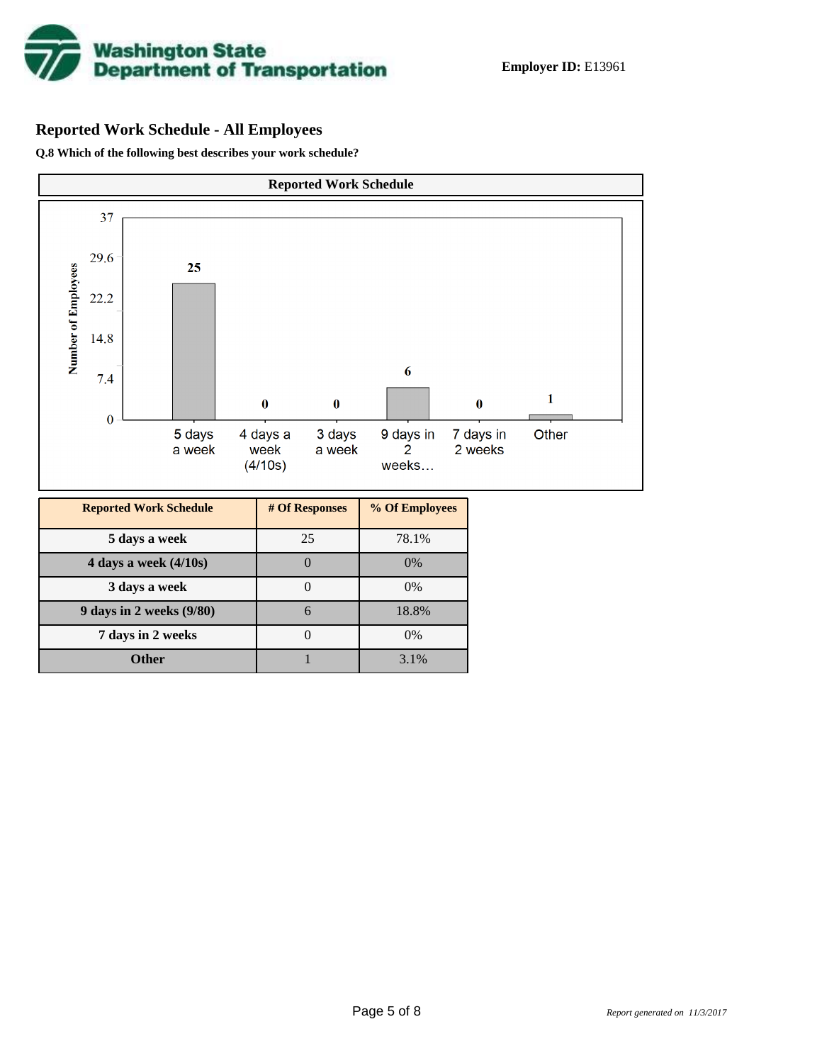Washington State Department of Transportation

**Employer ID:** E13961

## Reported Work Schedule - All Employees

**Q.8 Which of the following best describes your work schedule?**

**Reported Work Schedule**

| Reported Work Schedule | # Of Responses | % Of Employees |
| --- | --- | --- |
| 5 days a week | 25 | 78.1% |
| 4 days a week (4/10s) | 0 | 0% |
| 3 days a week | 0 | 0% |
| 9 days in 2 weeks (9/80) | 6 | 18.8% |
| 7 days in 2 weeks | 0 | 0% |
| Other | 1 | 3.1% |

*Report generated on 11/3/2017*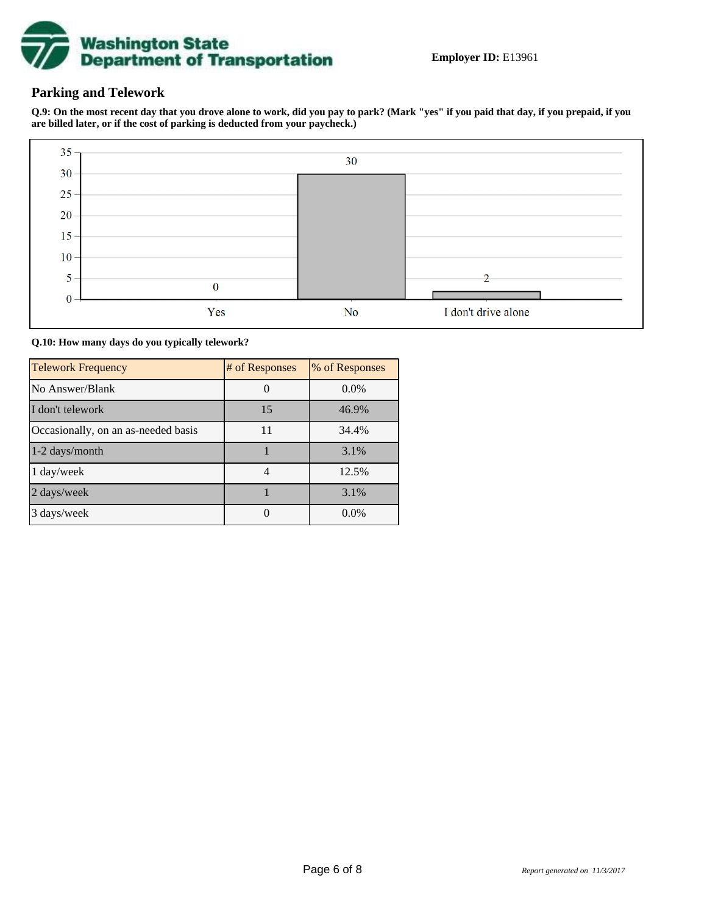**Employer ID:** E13961

## Parking and Telework

**Q.9: On the most recent day that you drove alone to work, did you pay to park? (Mark "yes" if you paid that day, if you prepaid, if you are billed later, or if the cost of parking is deducted from your paycheck.)**

| Response | Count |
|---|---|
| Yes | 0 |
| No | 30 |
| I don't drive alone | 2 |

**Q.10: How many days do you typically telework?**

| Telework Frequency | # of Responses | % of Responses |
|---|---|---|
| No Answer/Blank | 0 | 0.0% |
| I don't telework | 15 | 46.9% |
| Occasionally, on an as-needed basis | 11 | 34.4% |
| 1-2 days/month | 1 | 3.1% |
| 1 day/week | 4 | 12.5% |
| 2 days/week | 1 | 3.1% |
| 3 days/week | 0 | 0.0% |

*Report generated on 11/3/2017*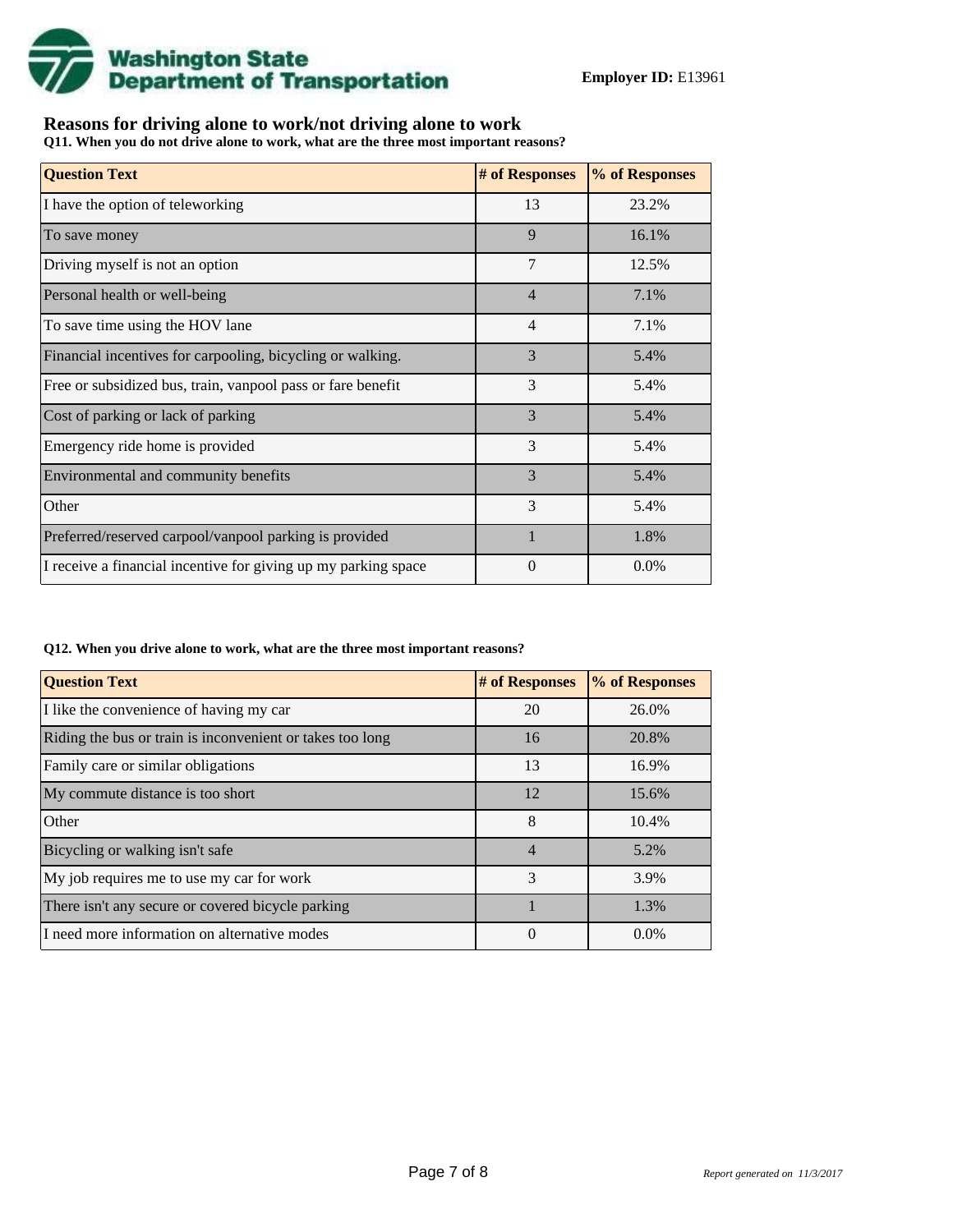**Employer ID:** E13961

## Reasons for driving alone to work/not driving alone to work

**Q11. When you do not drive alone to work, what are the three most important reasons?**

| Question Text | # of Responses | % of Responses |
|---|---|---|
| I have the option of teleworking | 13 | 23.2% |
| To save money | 9 | 16.1% |
| Driving myself is not an option | 7 | 12.5% |
| Personal health or well-being | 4 | 7.1% |
| To save time using the HOV lane | 4 | 7.1% |
| Financial incentives for carpooling, bicycling or walking. | 3 | 5.4% |
| Free or subsidized bus, train, vanpool pass or fare benefit | 3 | 5.4% |
| Cost of parking or lack of parking | 3 | 5.4% |
| Emergency ride home is provided | 3 | 5.4% |
| Environmental and community benefits | 3 | 5.4% |
| Other | 3 | 5.4% |
| Preferred/reserved carpool/vanpool parking is provided | 1 | 1.8% |
| I receive a financial incentive for giving up my parking space | 0 | 0.0% |

**Q12. When you drive alone to work, what are the three most important reasons?**

| Question Text | # of Responses | % of Responses |
|---|---|---|
| I like the convenience of having my car | 20 | 26.0% |
| Riding the bus or train is inconvenient or takes too long | 16 | 20.8% |
| Family care or similar obligations | 13 | 16.9% |
| My commute distance is too short | 12 | 15.6% |
| Other | 8 | 10.4% |
| Bicycling or walking isn't safe | 4 | 5.2% |
| My job requires me to use my car for work | 3 | 3.9% |
| There isn't any secure or covered bicycle parking | 1 | 1.3% |
| I need more information on alternative modes | 0 | 0.0% |

*Report generated on 11/3/2017*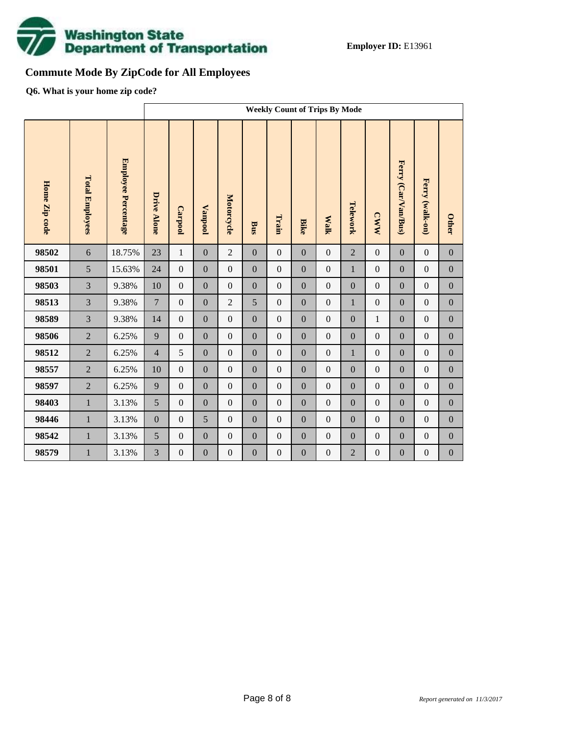**Employer ID:** E13961

## Commute Mode By ZipCode for All Employees

**Q6. What is your home zip code?**

| | | | Weekly Count of Trips By Mode | | | | | | | | | | | | |
|---|---|---|---|---|---|---|---|---|---|---|---|---|---|---|---|
| Home Zip code | Total Employees | Employee Percentage | Drive Alone | Carpool | Vanpool | Motorcycle | Bus | Train | Bike | Walk | Telework | CWW | Ferry (Car/Van/Bus) | Ferry (walk-on) | Other |
| 98502 | 6 | 18.75% | 23 | 1 | 0 | 2 | 0 | 0 | 0 | 0 | 2 | 0 | 0 | 0 | 0 |
| 98501 | 5 | 15.63% | 24 | 0 | 0 | 0 | 0 | 0 | 0 | 0 | 1 | 0 | 0 | 0 | 0 |
| 98503 | 3 | 9.38% | 10 | 0 | 0 | 0 | 0 | 0 | 0 | 0 | 0 | 0 | 0 | 0 | 0 |
| 98513 | 3 | 9.38% | 7 | 0 | 0 | 2 | 5 | 0 | 0 | 0 | 1 | 0 | 0 | 0 | 0 |
| 98589 | 3 | 9.38% | 14 | 0 | 0 | 0 | 0 | 0 | 0 | 0 | 0 | 1 | 0 | 0 | 0 |
| 98506 | 2 | 6.25% | 9 | 0 | 0 | 0 | 0 | 0 | 0 | 0 | 0 | 0 | 0 | 0 | 0 |
| 98512 | 2 | 6.25% | 4 | 5 | 0 | 0 | 0 | 0 | 0 | 0 | 1 | 0 | 0 | 0 | 0 |
| 98557 | 2 | 6.25% | 10 | 0 | 0 | 0 | 0 | 0 | 0 | 0 | 0 | 0 | 0 | 0 | 0 |
| 98597 | 2 | 6.25% | 9 | 0 | 0 | 0 | 0 | 0 | 0 | 0 | 0 | 0 | 0 | 0 | 0 |
| 98403 | 1 | 3.13% | 5 | 0 | 0 | 0 | 0 | 0 | 0 | 0 | 0 | 0 | 0 | 0 | 0 |
| 98446 | 1 | 3.13% | 0 | 0 | 5 | 0 | 0 | 0 | 0 | 0 | 0 | 0 | 0 | 0 | 0 |
| 98542 | 1 | 3.13% | 5 | 0 | 0 | 0 | 0 | 0 | 0 | 0 | 0 | 0 | 0 | 0 | 0 |
| 98579 | 1 | 3.13% | 3 | 0 | 0 | 0 | 0 | 0 | 0 | 0 | 2 | 0 | 0 | 0 | 0 |

*Report generated on 11/3/2017*